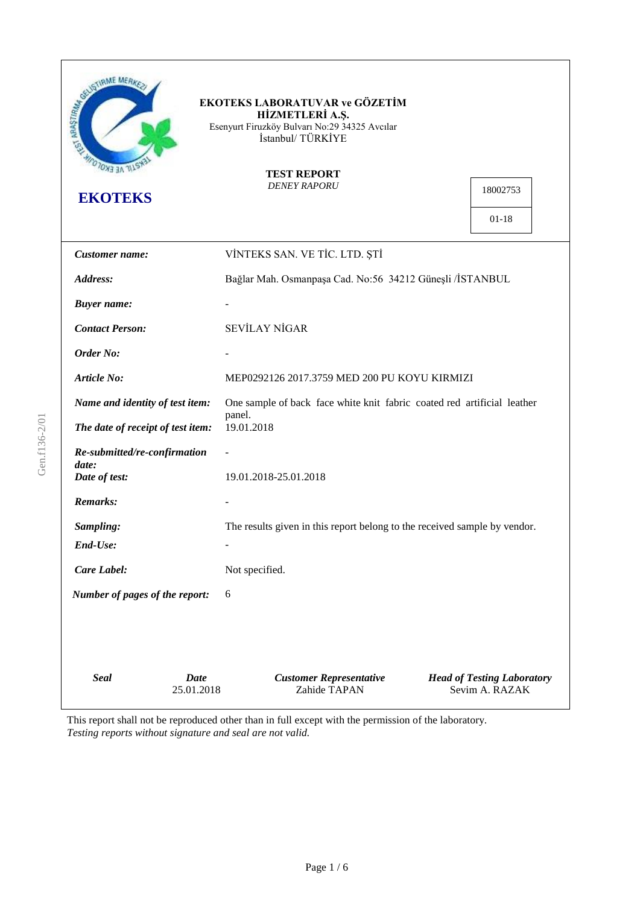**EKOTEKS**

**EKOTEKS LABORATUVAR ve GÖZETİM HİZMETLERİ A.Ş.**
Esenyurt Firuzköy Bulvarı No:29 34325 Avcılar
İstanbul/ TÜRKİYE

**TEST REPORT**
*DENEY RAPORU*

| |
|---|
| 18002753 |
| 01-18 |

| | |
|---|---|
| ***Customer name:*** | VİNTEKS SAN. VE TİC. LTD. ŞTİ |
| ***Address:*** | Bağlar Mah. Osmanpaşa Cad. No:56 34212 Güneşli /İSTANBUL |
| ***Buyer name:*** | - |
| ***Contact Person:*** | SEVİLAY NİGAR |
| ***Order No:*** | - |
| ***Article No:*** | MEP0292126 2017.3759 MED 200 PU KOYU KIRMIZI |
| ***Name and identity of test item:*** | One sample of back face white knit fabric coated red artificial leather panel. |
| ***The date of receipt of test item:*** | 19.01.2018 |
| ***Re-submitted/re-confirmation date:*** | - |
| ***Date of test:*** | 19.01.2018-25.01.2018 |
| ***Remarks:*** | - |
| ***Sampling:*** | The results given in this report belong to the received sample by vendor. |
| ***End-Use:*** | - |
| ***Care Label:*** | Not specified. |
| ***Number of pages of the report:*** | 6 |

| ***Seal*** | ***Date*** | ***Customer Representative*** | ***Head of Testing Laboratory*** |
|---|---|---|---|
| | 25.01.2018 | Zahide TAPAN | Sevim A. RAZAK |

This report shall not be reproduced other than in full except with the permission of the laboratory.
*Testing reports without signature and seal are not valid.*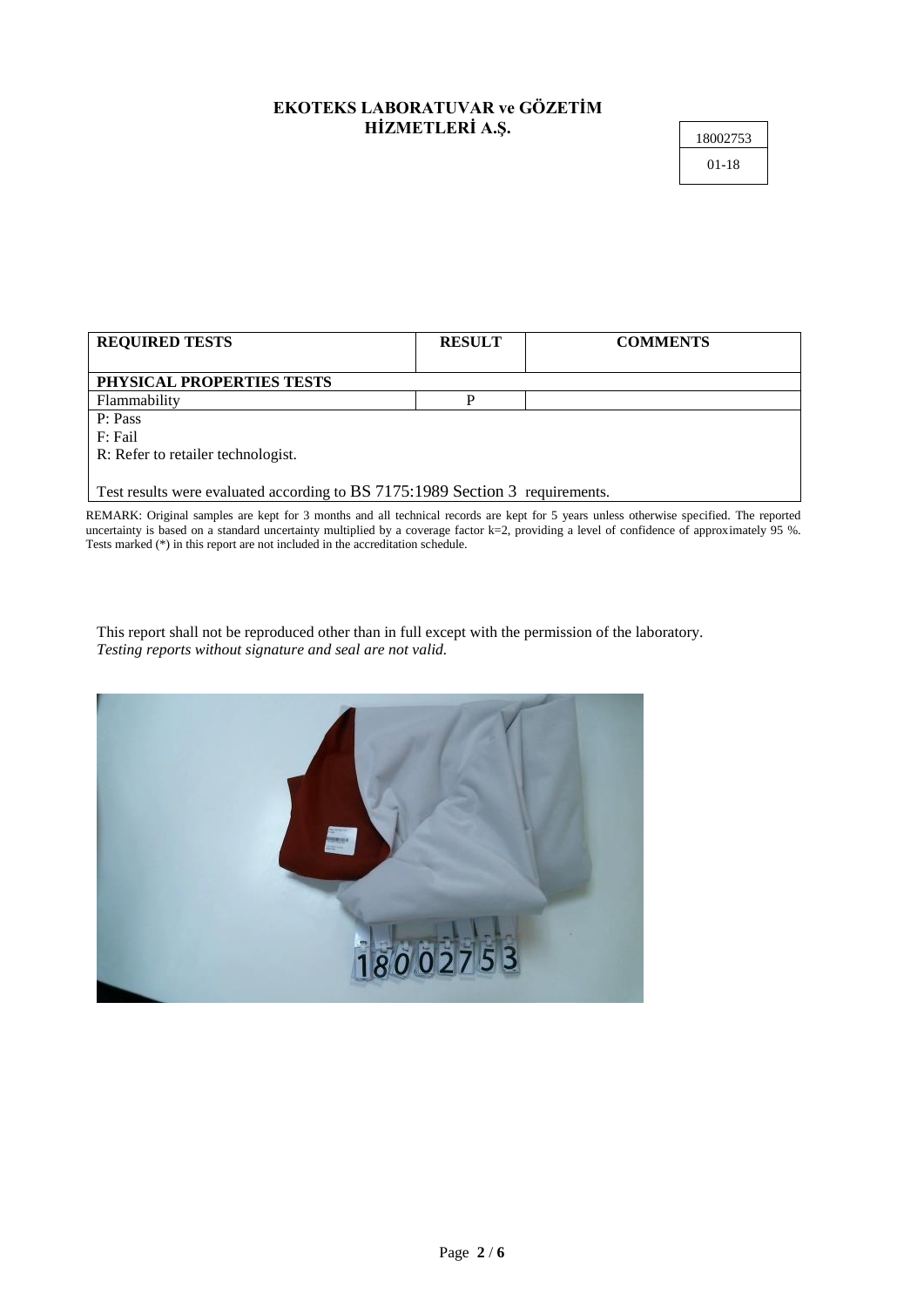# EKOTEKS LABORATUVAR ve GÖZETİM HİZMETLERİ A.Ş.

| |
|---|
| 18002753 |
| 01-18 |

| REQUIRED TESTS | RESULT | COMMENTS |
|---|---|---|
| **PHYSICAL PROPERTIES TESTS** | | |
| Flammability | P | |

P: Pass
F: Fail
R: Refer to retailer technologist.

Test results were evaluated according to BS 7175:1989 Section 3 requirements.

REMARK: Original samples are kept for 3 months and all technical records are kept for 5 years unless otherwise specified. The reported uncertainty is based on a standard uncertainty multiplied by a coverage factor k=2, providing a level of confidence of approximately 95 %. Tests marked (*) in this report are not included in the accreditation schedule.

This report shall not be reproduced other than in full except with the permission of the laboratory.
*Testing reports without signature and seal are not valid.*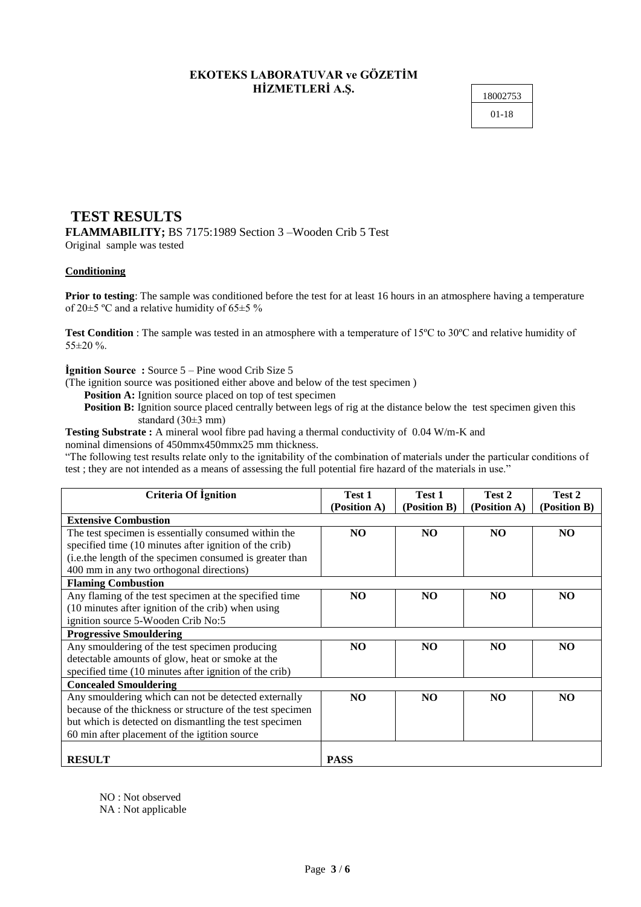**EKOTEKS LABORATUVAR ve GÖZETİM HİZMETLERİ A.Ş.**

| 18002753 |
|---|
| 01-18 |

# TEST RESULTS

**FLAMMABILITY;** BS 7175:1989 Section 3 –Wooden Crib 5 Test

Original sample was tested

**Conditioning**

**Prior to testing**: The sample was conditioned before the test for at least 16 hours in an atmosphere having a temperature of 20±5 ºC and a relative humidity of 65±5 %

**Test Condition** : The sample was tested in an atmosphere with a temperature of 15ºC to 30ºC and relative humidity of 55±20 %.

**İgnition Source :** Source 5 – Pine wood Crib Size 5

(The ignition source was positioned either above and below of the test specimen )

**Position A:** Ignition source placed on top of test specimen

**Position B:** Ignition source placed centrally between legs of rig at the distance below the test specimen given this standard (30±3 mm)

**Testing Substrate :** A mineral wool fibre pad having a thermal conductivity of 0.04 W/m-K and nominal dimensions of 450mmx450mmx25 mm thickness.

"The following test results relate only to the ignitability of the combination of materials under the particular conditions of test ; they are not intended as a means of assessing the full potential fire hazard of the materials in use."

| Criteria Of İgnition | Test 1 (Position A) | Test 1 (Position B) | Test 2 (Position A) | Test 2 (Position B) |
|---|---|---|---|---|
| **Extensive Combustion** | | | | |
| The test specimen is essentially consumed within the specified time (10 minutes after ignition of the crib) (i.e.the length of the specimen consumed is greater than 400 mm in any two orthogonal directions) | **NO** | **NO** | **NO** | **NO** |
| **Flaming Combustion** | | | | |
| Any flaming of the test specimen at the specified time (10 minutes after ignition of the crib) when using ignition source 5-Wooden Crib No:5 | **NO** | **NO** | **NO** | **NO** |
| **Progressive Smouldering** | | | | |
| Any smouldering of the test specimen producing detectable amounts of glow, heat or smoke at the specified time (10 minutes after ignition of the crib) | **NO** | **NO** | **NO** | **NO** |
| **Concealed Smouldering** | | | | |
| Any smouldering which can not be detected externally because of the thickness or structure of the test specimen but which is detected on dismantling the test specimen 60 min after placement of the igtition source | **NO** | **NO** | **NO** | **NO** |
| **RESULT** | **PASS** | | | |

NO : Not observed

NA : Not applicable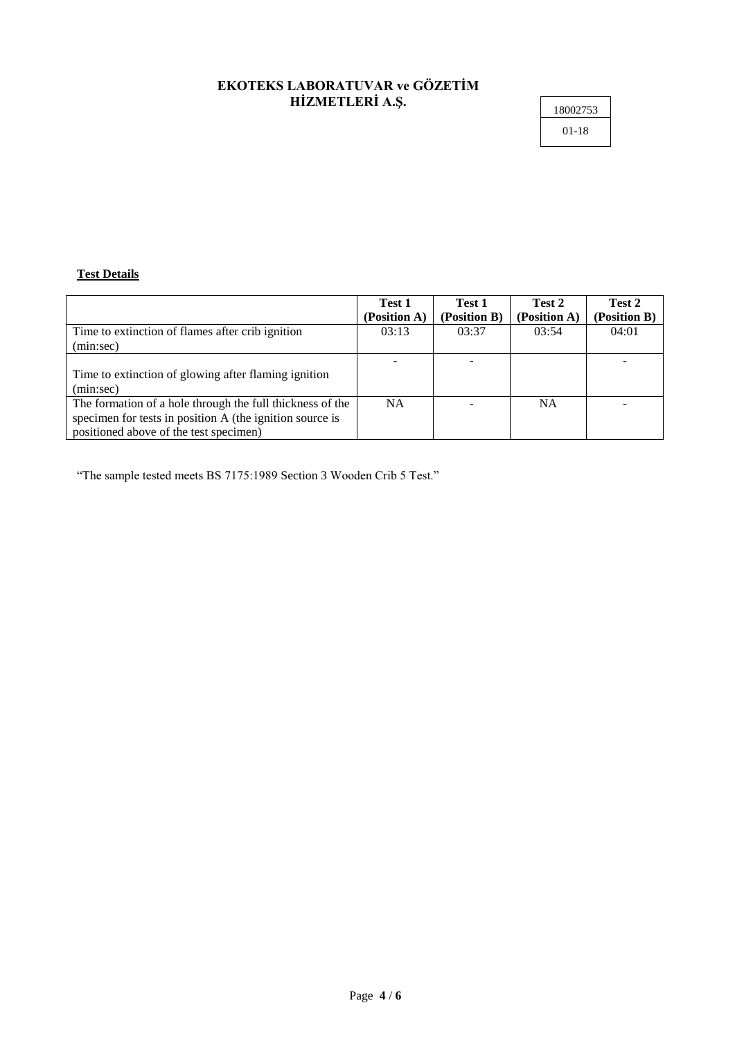**EKOTEKS LABORATUVAR ve GÖZETİM HİZMETLERİ A.Ş.**

| 18002753 |
|---|
| 01-18 |

**Test Details**

| | Test 1 (Position A) | Test 1 (Position B) | Test 2 (Position A) | Test 2 (Position B) |
|---|---|---|---|---|
| Time to extinction of flames after crib ignition (min:sec) | 03:13 | 03:37 | 03:54 | 04:01 |
| Time to extinction of glowing after flaming ignition (min:sec) | - | - | | - |
| The formation of a hole through the full thickness of the specimen for tests in position A (the ignition source is positioned above of the test specimen) | NA | - | NA | - |

"The sample tested meets BS 7175:1989 Section 3 Wooden Crib 5 Test."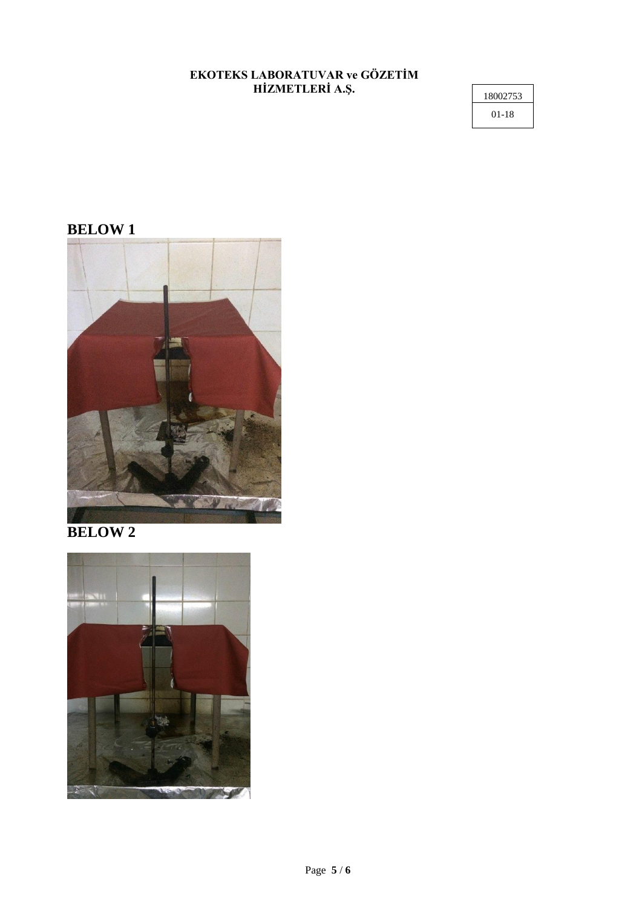**EKOTEKS LABORATUVAR ve GÖZETİM HİZMETLERİ A.Ş.**

| |
|---|
| 18002753 |
| 01-18 |

## BELOW 1

## BELOW 2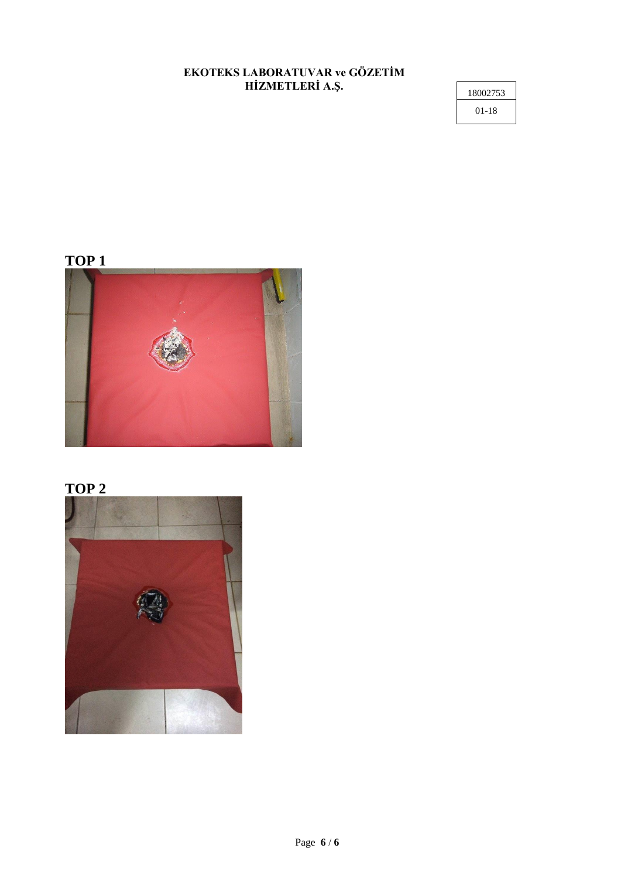**EKOTEKS LABORATUVAR ve GÖZETİM HİZMETLERİ A.Ş.**

| |
|---|
| 18002753 |
| 01-18 |

## TOP 1

## TOP 2